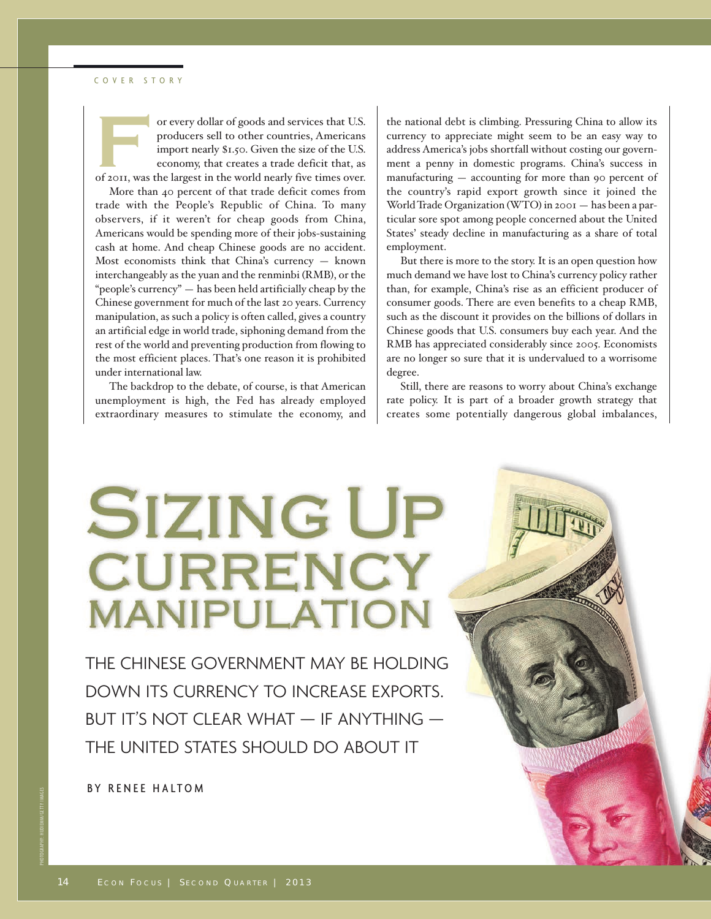COVER STORY

# Sizing Up Currency Manipulation

## THE CHINESE GOVERNMENT MAY BE HOLDING DOWN ITS CURRENCY TO INCREASE EXPORTS. BUT IT'S NOT CLEAR WHAT — IF ANYTHING — THE UNITED STATES SHOULD DO ABOUT IT

BY RENEE HALTOM

For every dollar of goods and services that U.S. producers sell to other countries, Americans import nearly $1.50. Given the size of the U.S. economy, that creates a trade deficit that, as of 2011, was the largest in the world nearly five times over.

More than 40 percent of that trade deficit comes from trade with the People's Republic of China. To many observers, if it weren't for cheap goods from China, Americans would be spending more of their jobs-sustaining cash at home. And cheap Chinese goods are no accident. Most economists think that China's currency — known interchangeably as the yuan and the renminbi (RMB), or the "people's currency" — has been held artificially cheap by the Chinese government for much of the last 20 years. Currency manipulation, as such a policy is often called, gives a country an artificial edge in world trade, siphoning demand from the rest of the world and preventing production from flowing to the most efficient places. That's one reason it is prohibited under international law.

The backdrop to the debate, of course, is that American unemployment is high, the Fed has already employed extraordinary measures to stimulate the economy, and the national debt is climbing. Pressuring China to allow its currency to appreciate might seem to be an easy way to address America's jobs shortfall without costing our government a penny in domestic programs. China's success in manufacturing — accounting for more than 90 percent of the country's rapid export growth since it joined the World Trade Organization (WTO) in 2001 — has been a particular sore spot among people concerned about the United States' steady decline in manufacturing as a share of total employment.

But there is more to the story. It is an open question how much demand we have lost to China's currency policy rather than, for example, China's rise as an efficient producer of consumer goods. There are even benefits to a cheap RMB, such as the discount it provides on the billions of dollars in Chinese goods that U.S. consumers buy each year. And the RMB has appreciated considerably since 2005. Economists are no longer so sure that it is undervalued to a worrisome degree.

Still, there are reasons to worry about China's exchange rate policy. It is part of a broader growth strategy that creates some potentially dangerous global imbalances,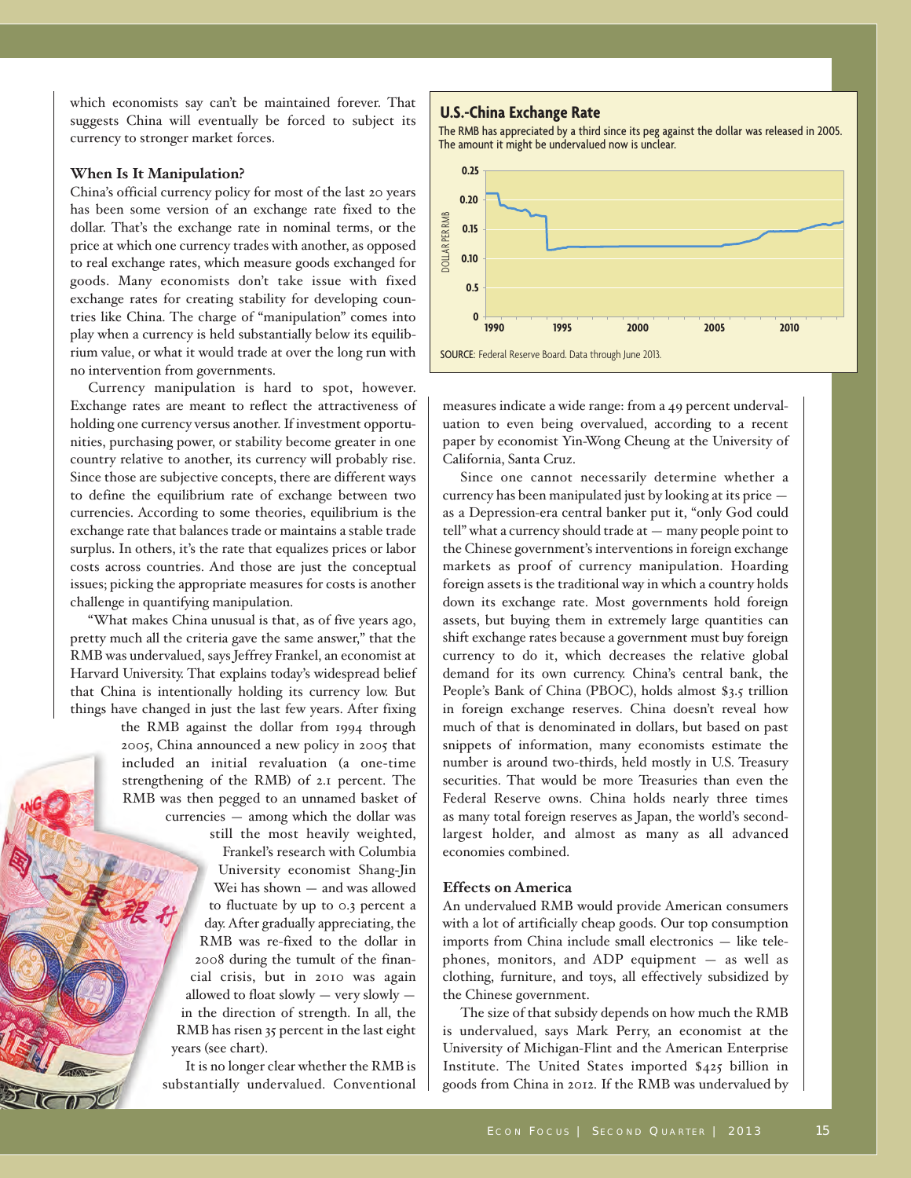which economists say can't be maintained forever. That suggests China will eventually be forced to subject its currency to stronger market forces.

### When Is It Manipulation?

China's official currency policy for most of the last 20 years has been some version of an exchange rate fixed to the dollar. That's the exchange rate in nominal terms, or the price at which one currency trades with another, as opposed to real exchange rates, which measure goods exchanged for goods. Many economists don't take issue with fixed exchange rates for creating stability for developing countries like China. The charge of "manipulation" comes into play when a currency is held substantially below its equilibrium value, or what it would trade at over the long run with no intervention from governments.

Currency manipulation is hard to spot, however. Exchange rates are meant to reflect the attractiveness of holding one currency versus another. If investment opportunities, purchasing power, or stability become greater in one country relative to another, its currency will probably rise. Since those are subjective concepts, there are different ways to define the equilibrium rate of exchange between two currencies. According to some theories, equilibrium is the exchange rate that balances trade or maintains a stable trade surplus. In others, it's the rate that equalizes prices or labor costs across countries. And those are just the conceptual issues; picking the appropriate measures for costs is another challenge in quantifying manipulation.

"What makes China unusual is that, as of five years ago, pretty much all the criteria gave the same answer," that the RMB was undervalued, says Jeffrey Frankel, an economist at Harvard University. That explains today's widespread belief that China is intentionally holding its currency low. But things have changed in just the last few years. After fixing the RMB against the dollar from 1994 through 2005, China announced a new policy in 2005 that included an initial revaluation (a one-time strengthening of the RMB) of 2.1 percent. The RMB was then pegged to an unnamed basket of currencies — among which the dollar was still the most heavily weighted, Frankel's research with Columbia University economist Shang-Jin Wei has shown — and was allowed to fluctuate by up to 0.3 percent a day. After gradually appreciating, the RMB was re-fixed to the dollar in 2008 during the tumult of the financial crisis, but in 2010 was again allowed to float slowly — very slowly — in the direction of strength. In all, the RMB has risen 35 percent in the last eight years (see chart).

**U.S.-China Exchange Rate**

The RMB has appreciated by a third since its peg against the dollar was released in 2005. The amount it might be undervalued now is unclear.

SOURCE: Federal Reserve Board. Data through June 2013.

It is no longer clear whether the RMB is substantially undervalued. Conventional measures indicate a wide range: from a 49 percent undervaluation to even being overvalued, according to a recent paper by economist Yin-Wong Cheung at the University of California, Santa Cruz.

Since one cannot necessarily determine whether a currency has been manipulated just by looking at its price — as a Depression-era central banker put it, "only God could tell" what a currency should trade at — many people point to the Chinese government's interventions in foreign exchange markets as proof of currency manipulation. Hoarding foreign assets is the traditional way in which a country holds down its exchange rate. Most governments hold foreign assets, but buying them in extremely large quantities can shift exchange rates because a government must buy foreign currency to do it, which decreases the relative global demand for its own currency. China's central bank, the People's Bank of China (PBOC), holds almost $3.5 trillion in foreign exchange reserves. China doesn't reveal how much of that is denominated in dollars, but based on past snippets of information, many economists estimate the number is around two-thirds, held mostly in U.S. Treasury securities. That would be more Treasuries than even the Federal Reserve owns. China holds nearly three times as many total foreign reserves as Japan, the world's second-largest holder, and almost as many as all advanced economies combined.

### Effects on America

An undervalued RMB would provide American consumers with a lot of artificially cheap goods. Our top consumption imports from China include small electronics — like telephones, monitors, and ADP equipment — as well as clothing, furniture, and toys, all effectively subsidized by the Chinese government.

The size of that subsidy depends on how much the RMB is undervalued, says Mark Perry, an economist at the University of Michigan-Flint and the American Enterprise Institute. The United States imported $425 billion in goods from China in 2012. If the RMB was undervalued by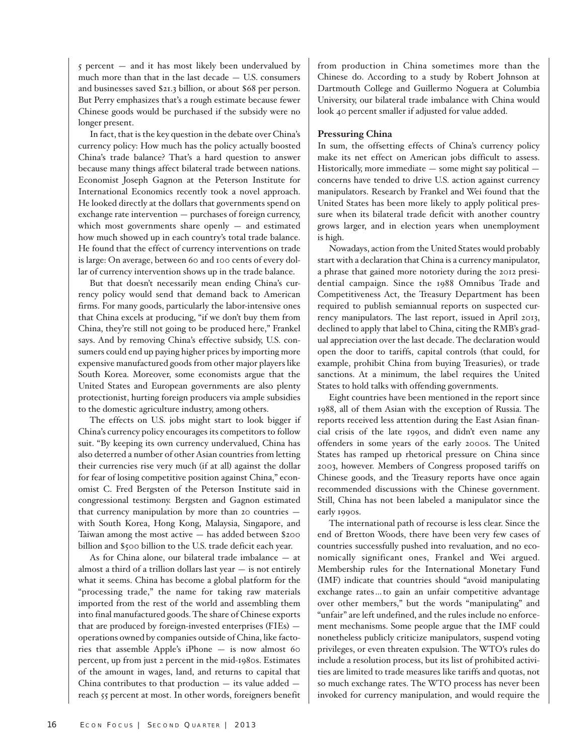5 percent — and it has most likely been undervalued by much more than that in the last decade — U.S. consumers and businesses saved $21.3 billion, or about $68 per person. But Perry emphasizes that's a rough estimate because fewer Chinese goods would be purchased if the subsidy were no longer present.

In fact, that is the key question in the debate over China's currency policy: How much has the policy actually boosted China's trade balance? That's a hard question to answer because many things affect bilateral trade between nations. Economist Joseph Gagnon at the Peterson Institute for International Economics recently took a novel approach. He looked directly at the dollars that governments spend on exchange rate intervention — purchases of foreign currency, which most governments share openly — and estimated how much showed up in each country's total trade balance. He found that the effect of currency interventions on trade is large: On average, between 60 and 100 cents of every dollar of currency intervention shows up in the trade balance.

But that doesn't necessarily mean ending China's currency policy would send that demand back to American firms. For many goods, particularly the labor-intensive ones that China excels at producing, "if we don't buy them from China, they're still not going to be produced here," Frankel says. And by removing China's effective subsidy, U.S. consumers could end up paying higher prices by importing more expensive manufactured goods from other major players like South Korea. Moreover, some economists argue that the United States and European governments are also plenty protectionist, hurting foreign producers via ample subsidies to the domestic agriculture industry, among others.

The effects on U.S. jobs might start to look bigger if China's currency policy encourages its competitors to follow suit. "By keeping its own currency undervalued, China has also deterred a number of other Asian countries from letting their currencies rise very much (if at all) against the dollar for fear of losing competitive position against China," economist C. Fred Bergsten of the Peterson Institute said in congressional testimony. Bergsten and Gagnon estimated that currency manipulation by more than 20 countries — with South Korea, Hong Kong, Malaysia, Singapore, and Taiwan among the most active — has added between $200 billion and $500 billion to the U.S. trade deficit each year.

As for China alone, our bilateral trade imbalance — at almost a third of a trillion dollars last year — is not entirely what it seems. China has become a global platform for the "processing trade," the name for taking raw materials imported from the rest of the world and assembling them into final manufactured goods. The share of Chinese exports that are produced by foreign-invested enterprises (FIEs) — operations owned by companies outside of China, like factories that assemble Apple's iPhone — is now almost 60 percent, up from just 2 percent in the mid-1980s. Estimates of the amount in wages, land, and returns to capital that China contributes to that production — its value added — reach 55 percent at most. In other words, foreigners benefit from production in China sometimes more than the Chinese do. According to a study by Robert Johnson at Dartmouth College and Guillermo Noguera at Columbia University, our bilateral trade imbalance with China would look 40 percent smaller if adjusted for value added.

## Pressuring China

In sum, the offsetting effects of China's currency policy make its net effect on American jobs difficult to assess. Historically, more immediate — some might say political — concerns have tended to drive U.S. action against currency manipulators. Research by Frankel and Wei found that the United States has been more likely to apply political pressure when its bilateral trade deficit with another country grows larger, and in election years when unemployment is high.

Nowadays, action from the United States would probably start with a declaration that China is a currency manipulator, a phrase that gained more notoriety during the 2012 presidential campaign. Since the 1988 Omnibus Trade and Competitiveness Act, the Treasury Department has been required to publish semiannual reports on suspected currency manipulators. The last report, issued in April 2013, declined to apply that label to China, citing the RMB's gradual appreciation over the last decade. The declaration would open the door to tariffs, capital controls (that could, for example, prohibit China from buying Treasuries), or trade sanctions. At a minimum, the label requires the United States to hold talks with offending governments.

Eight countries have been mentioned in the report since 1988, all of them Asian with the exception of Russia. The reports received less attention during the East Asian financial crisis of the late 1990s, and didn't even name any offenders in some years of the early 2000s. The United States has ramped up rhetorical pressure on China since 2003, however. Members of Congress proposed tariffs on Chinese goods, and the Treasury reports have once again recommended discussions with the Chinese government. Still, China has not been labeled a manipulator since the early 1990s.

The international path of recourse is less clear. Since the end of Bretton Woods, there have been very few cases of countries successfully pushed into revaluation, and no economically significant ones, Frankel and Wei argued. Membership rules for the International Monetary Fund (IMF) indicate that countries should "avoid manipulating exchange rates…to gain an unfair competitive advantage over other members," but the words "manipulating" and "unfair" are left undefined, and the rules include no enforcement mechanisms. Some people argue that the IMF could nonetheless publicly criticize manipulators, suspend voting privileges, or even threaten expulsion. The WTO's rules do include a resolution process, but its list of prohibited activities are limited to trade measures like tariffs and quotas, not so much exchange rates. The WTO process has never been invoked for currency manipulation, and would require the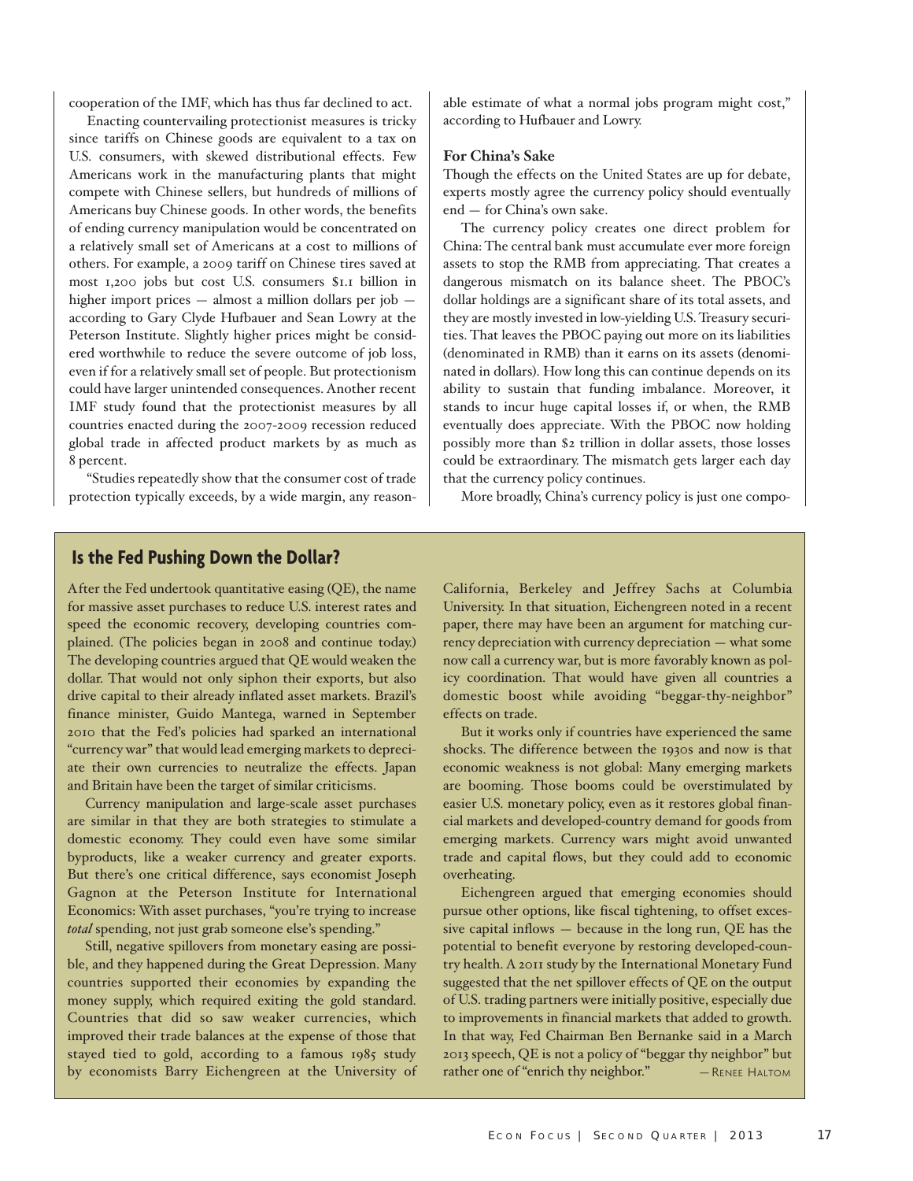cooperation of the IMF, which has thus far declined to act.

Enacting countervailing protectionist measures is tricky since tariffs on Chinese goods are equivalent to a tax on U.S. consumers, with skewed distributional effects. Few Americans work in the manufacturing plants that might compete with Chinese sellers, but hundreds of millions of Americans buy Chinese goods. In other words, the benefits of ending currency manipulation would be concentrated on a relatively small set of Americans at a cost to millions of others. For example, a 2009 tariff on Chinese tires saved at most 1,200 jobs but cost U.S. consumers $1.1 billion in higher import prices — almost a million dollars per job — according to Gary Clyde Hufbauer and Sean Lowry at the Peterson Institute. Slightly higher prices might be considered worthwhile to reduce the severe outcome of job loss, even if for a relatively small set of people. But protectionism could have larger unintended consequences. Another recent IMF study found that the protectionist measures by all countries enacted during the 2007-2009 recession reduced global trade in affected product markets by as much as 8 percent.

"Studies repeatedly show that the consumer cost of trade protection typically exceeds, by a wide margin, any reasonable estimate of what a normal jobs program might cost," according to Hufbauer and Lowry.

### For China's Sake

Though the effects on the United States are up for debate, experts mostly agree the currency policy should eventually end — for China's own sake.

The currency policy creates one direct problem for China: The central bank must accumulate ever more foreign assets to stop the RMB from appreciating. That creates a dangerous mismatch on its balance sheet. The PBOC's dollar holdings are a significant share of its total assets, and they are mostly invested in low-yielding U.S. Treasury securities. That leaves the PBOC paying out more on its liabilities (denominated in RMB) than it earns on its assets (denominated in dollars). How long this can continue depends on its ability to sustain that funding imbalance. Moreover, it stands to incur huge capital losses if, or when, the RMB eventually does appreciate. With the PBOC now holding possibly more than $2 trillion in dollar assets, those losses could be extraordinary. The mismatch gets larger each day that the currency policy continues.

More broadly, China's currency policy is just one compo-

## Is the Fed Pushing Down the Dollar?

After the Fed undertook quantitative easing (QE), the name for massive asset purchases to reduce U.S. interest rates and speed the economic recovery, developing countries complained. (The policies began in 2008 and continue today.) The developing countries argued that QE would weaken the dollar. That would not only siphon their exports, but also drive capital to their already inflated asset markets. Brazil's finance minister, Guido Mantega, warned in September 2010 that the Fed's policies had sparked an international "currency war" that would lead emerging markets to depreciate their own currencies to neutralize the effects. Japan and Britain have been the target of similar criticisms.

Currency manipulation and large-scale asset purchases are similar in that they are both strategies to stimulate a domestic economy. They could even have some similar byproducts, like a weaker currency and greater exports. But there's one critical difference, says economist Joseph Gagnon at the Peterson Institute for International Economics: With asset purchases, "you're trying to increase *total* spending, not just grab someone else's spending."

Still, negative spillovers from monetary easing are possible, and they happened during the Great Depression. Many countries supported their economies by expanding the money supply, which required exiting the gold standard. Countries that did so saw weaker currencies, which improved their trade balances at the expense of those that stayed tied to gold, according to a famous 1985 study by economists Barry Eichengreen at the University of California, Berkeley and Jeffrey Sachs at Columbia University. In that situation, Eichengreen noted in a recent paper, there may have been an argument for matching currency depreciation with currency depreciation — what some now call a currency war, but is more favorably known as policy coordination. That would have given all countries a domestic boost while avoiding "beggar-thy-neighbor" effects on trade.

But it works only if countries have experienced the same shocks. The difference between the 1930s and now is that economic weakness is not global: Many emerging markets are booming. Those booms could be overstimulated by easier U.S. monetary policy, even as it restores global financial markets and developed-country demand for goods from emerging markets. Currency wars might avoid unwanted trade and capital flows, but they could add to economic overheating.

Eichengreen argued that emerging economies should pursue other options, like fiscal tightening, to offset excessive capital inflows — because in the long run, QE has the potential to benefit everyone by restoring developed-country health. A 2011 study by the International Monetary Fund suggested that the net spillover effects of QE on the output of U.S. trading partners were initially positive, especially due to improvements in financial markets that added to growth. In that way, Fed Chairman Ben Bernanke said in a March 2013 speech, QE is not a policy of "beggar thy neighbor" but rather one of "enrich thy neighbor." — Renee Haltom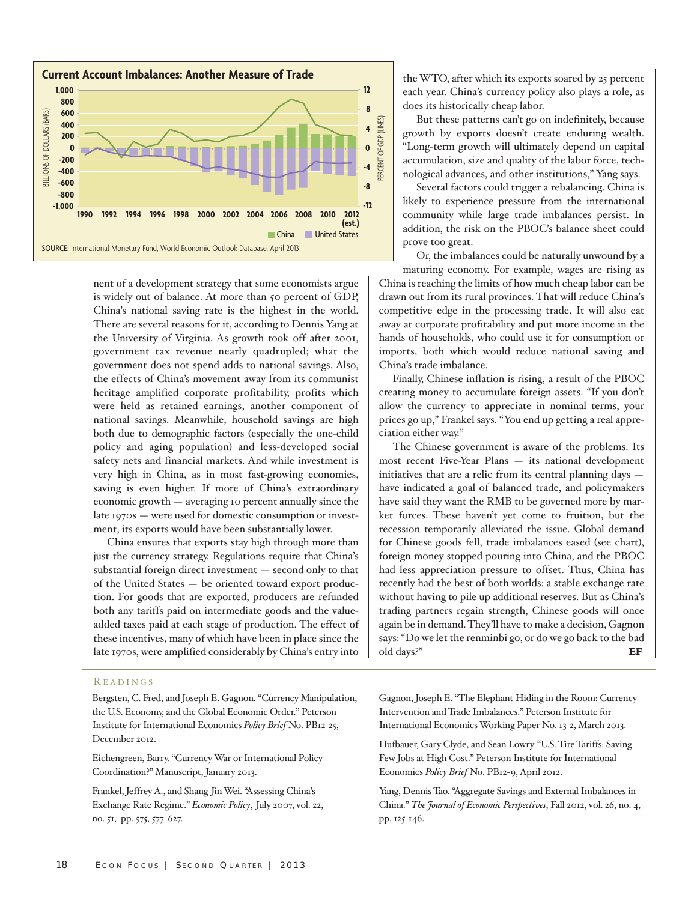**Current Account Imbalances: Another Measure of Trade**

BILLIONS OF DOLLARS (BARS)

1,000
800
600
400
200
0
-200
-400
-600
-800
-1,000

PERCENT OF GDP (LINES)

12
8
4
0
-4
-8
-12

1990 1992 1994 1996 1998 2000 2002 2004 2006 2008 2010 2012 (est.)

China United States

SOURCE: International Monetary Fund, World Economic Outlook Database, April 2013

nent of a development strategy that some economists argue is widely out of balance. At more than 50 percent of GDP, China's national saving rate is the highest in the world. There are several reasons for it, according to Dennis Yang at the University of Virginia. As growth took off after 2001, government tax revenue nearly quadrupled; what the government does not spend adds to national savings. Also, the effects of China's movement away from its communist heritage amplified corporate profitability, profits which were held as retained earnings, another component of national savings. Meanwhile, household savings are high both due to demographic factors (especially the one-child policy and aging population) and less-developed social safety nets and financial markets. And while investment is very high in China, as in most fast-growing economies, saving is even higher. If more of China's extraordinary economic growth — averaging 10 percent annually since the late 1970s — were used for domestic consumption or investment, its exports would have been substantially lower.

China ensures that exports stay high through more than just the currency strategy. Regulations require that China's substantial foreign direct investment — second only to that of the United States — be oriented toward export production. For goods that are exported, producers are refunded both any tariffs paid on intermediate goods and the value-added taxes paid at each stage of production. The effect of these incentives, many of which have been in place since the late 1970s, were amplified considerably by China's entry into the WTO, after which its exports soared by 25 percent each year. China's currency policy also plays a role, as does its historically cheap labor.

But these patterns can't go on indefinitely, because growth by exports doesn't create enduring wealth. "Long-term growth will ultimately depend on capital accumulation, size and quality of the labor force, technological advances, and other institutions," Yang says.

Several factors could trigger a rebalancing. China is likely to experience pressure from the international community while large trade imbalances persist. In addition, the risk on the PBOC's balance sheet could prove too great.

Or, the imbalances could be naturally unwound by a maturing economy. For example, wages are rising as China is reaching the limits of how much cheap labor can be drawn out from its rural provinces. That will reduce China's competitive edge in the processing trade. It will also eat away at corporate profitability and put more income in the hands of households, who could use it for consumption or imports, both which would reduce national saving and China's trade imbalance.

Finally, Chinese inflation is rising, a result of the PBOC creating money to accumulate foreign assets. "If you don't allow the currency to appreciate in nominal terms, your prices go up," Frankel says. "You end up getting a real appreciation either way."

The Chinese government is aware of the problems. Its most recent Five-Year Plans — its national development initiatives that are a relic from its central planning days — have indicated a goal of balanced trade, and policymakers have said they want the RMB to be governed more by market forces. These haven't yet come to fruition, but the recession temporarily alleviated the issue. Global demand for Chinese goods fell, trade imbalances eased (see chart), foreign money stopped pouring into China, and the PBOC had less appreciation pressure to offset. Thus, China has recently had the best of both worlds: a stable exchange rate without having to pile up additional reserves. But as China's trading partners regain strength, Chinese goods will once again be in demand. They'll have to make a decision, Gagnon says: "Do we let the renminbi go, or do we go back to the bad old days?" **EF**

## Readings

Bergsten, C. Fred, and Joseph E. Gagnon. "Currency Manipulation, the U.S. Economy, and the Global Economic Order." Peterson Institute for International Economics *Policy Brief* No. PB12-25, December 2012.

Eichengreen, Barry. "Currency War or International Policy Coordination?" Manuscript, January 2013.

Frankel, Jeffrey A., and Shang-Jin Wei. "Assessing China's Exchange Rate Regime." *Economic Policy*, July 2007, vol. 22, no. 51, pp. 575, 577-627.

Gagnon, Joseph E. "The Elephant Hiding in the Room: Currency Intervention and Trade Imbalances." Peterson Institute for International Economics Working Paper No. 13-2, March 2013.

Hufbauer, Gary Clyde, and Sean Lowry. "U.S. Tire Tariffs: Saving Few Jobs at High Cost." Peterson Institute for International Economics *Policy Brief* No. PB12-9, April 2012.

Yang, Dennis Tao. "Aggregate Savings and External Imbalances in China." *The Journal of Economic Perspectives*, Fall 2012, vol. 26, no. 4, pp. 125-146.